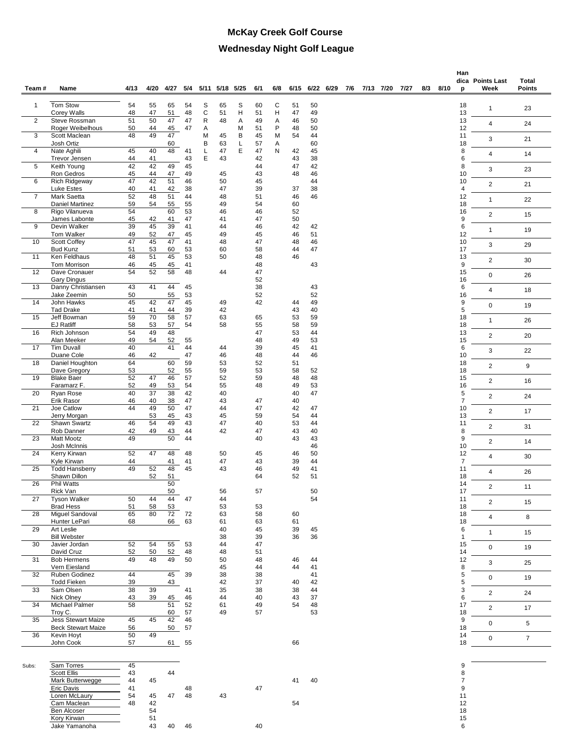# McKay Creek Golf Course

## Wednesday Night Golf League

| Team # | Name | 4/13 | 4/20 | 4/27 | 5/4 | 5/11 | 5/18 | 5/25 | 6/1 | 6/8 | 6/15 | 6/22 | 6/29 | 7/6 | 7/13 | 7/20 | 7/27 | 8/3 | 8/10 | Handicap | Points Last Week | Total Points |
|---|---|---|---|---|---|---|---|---|---|---|---|---|---|---|---|---|---|---|---|---|---|---|
| 1 | Tom Stow | 54 | 55 | 65 | 54 | S | 65 | S | 60 | C | 51 | 50 | | | | | | | | 18 | 1 | 23 |
| | Corey Walls | 48 | 47 | 51 | 48 | C | 51 | H | 51 | H | 47 | 49 | | | | | | | | 13 | | |
| 2 | Steve Rossman | 51 | 50 | 47 | 47 | R | 48 | A | 49 | A | 46 | 50 | | | | | | | | 13 | 4 | 24 |
| | Roger Weibelhous | 50 | 44 | 45 | 47 | A | | M | 51 | P | 48 | 50 | | | | | | | | 12 | | |
| 3 | Scott Maclean | 48 | 49 | 47 | | M | 45 | B | 45 | M | 54 | 44 | | | | | | | | 11 | 3 | 21 |
| | Josh Ortiz | | | 60 | | B | 63 | L | 57 | A | | 60 | | | | | | | | 18 | | |
| 4 | Nate Aghili | 45 | 40 | 48 | 41 | L | 47 | E | 47 | N | 42 | 45 | | | | | | | | 8 | 4 | 14 |
| | Trevor Jensen | 44 | 41 | | 43 | E | 43 | | 42 | | 43 | 38 | | | | | | | | 6 | | |
| 5 | Keith Young | 42 | 42 | 49 | 45 | | | | 44 | | 47 | 42 | | | | | | | | 8 | 3 | 23 |
| | Ron Gedros | 45 | 44 | 47 | 49 | | 45 | | 43 | | 48 | 46 | | | | | | | | 10 | | |
| 6 | Rich Ridgeway | 47 | 42 | 51 | 46 | | 50 | | 45 | | | 44 | | | | | | | | 10 | 2 | 21 |
| | Luke Estes | 40 | 41 | 42 | 38 | | 47 | | 39 | | 37 | 38 | | | | | | | | 4 | | |
| 7 | Mark Saetta | 52 | 48 | 51 | 44 | | 48 | | 51 | | 46 | 46 | | | | | | | | 12 | 1 | 22 |
| | Daniel Martinez | 59 | 54 | 55 | 55 | | 49 | | 54 | | 60 | | | | | | | | | 18 | | |
| 8 | Rigo Vilanueva | 54 | | 60 | 53 | | 46 | | 46 | | 52 | | | | | | | | | 16 | 2 | 15 |
| | James Labonte | 45 | 42 | 41 | 47 | | 41 | | 47 | | 50 | | | | | | | | | 9 | | |
| 9 | Devin Walker | 39 | 45 | 39 | 41 | | 44 | | 46 | | 42 | 42 | | | | | | | | 6 | 1 | 19 |
| | Tom Walker | 49 | 52 | 47 | 45 | | 49 | | 45 | | 46 | 51 | | | | | | | | 12 | | |
| 10 | Scott Coffey | 47 | 45 | 47 | 41 | | 48 | | 47 | | 48 | 46 | | | | | | | | 10 | 3 | 29 |
| | Bud Kunz | 51 | 53 | 60 | 53 | | 60 | | 58 | | 44 | 47 | | | | | | | | 17 | | |
| 11 | Ken Feldhaus | 48 | 51 | 45 | 53 | | 50 | | 48 | | 46 | | | | | | | | | 13 | 2 | 30 |
| | Tom Morrison | 46 | 45 | 45 | 41 | | | | 48 | | | 43 | | | | | | | | 9 | | |
| 12 | Dave Cronauer | 54 | 52 | 58 | 48 | | 44 | | 47 | | | | | | | | | | | 15 | 0 | 26 |
| | Gary Dingus | | | | | | | | 52 | | | | | | | | | | | 16 | | |
| 13 | Danny Christiansen | 43 | 41 | 44 | 45 | | | | 38 | | | 43 | | | | | | | | 6 | 4 | 18 |
| | Jake Zeemin | 50 | | 55 | 53 | | | | 52 | | | 52 | | | | | | | | 16 | | |
| 14 | John Hawks | 45 | 42 | 47 | 45 | | 49 | | 42 | | 44 | 49 | | | | | | | | 9 | 0 | 19 |
| | Tad Drake | 41 | 41 | 44 | 39 | | 42 | | | | 43 | 40 | | | | | | | | 5 | | |
| 15 | Jeff Bowman | 59 | 70 | 58 | 57 | | 63 | | 65 | | 53 | 59 | | | | | | | | 18 | 1 | 26 |
| | EJ Ratliff | 58 | 53 | 57 | 54 | | 58 | | 55 | | 58 | 59 | | | | | | | | 18 | | |
| 16 | Rich Johnson | 54 | 49 | 48 | | | | | 47 | | 53 | 44 | | | | | | | | 13 | 2 | 20 |
| | Alan Meeker | 49 | 54 | 52 | 55 | | | | 48 | | 49 | 53 | | | | | | | | 15 | | |
| 17 | Tim Duvall | 40 | | 41 | 44 | | 44 | | 39 | | 45 | 41 | | | | | | | | 6 | 3 | 22 |
| | Duane Cole | 46 | 42 | | 47 | | 46 | | 48 | | 44 | 46 | | | | | | | | 10 | | |
| 18 | Daniel Houghton | 64 | | 60 | 59 | | 53 | | 52 | | 51 | | | | | | | | | 18 | 2 | 9 |
| | Dave Gregory | 53 | | 52 | 55 | | 59 | | 53 | | 58 | 52 | | | | | | | | 18 | | |
| 19 | Blake Baer | 52 | 47 | 46 | 57 | | 52 | | 59 | | 48 | 48 | | | | | | | | 15 | 2 | 16 |
| | Faramarz F. | 52 | 49 | 53 | 54 | | 55 | | 48 | | 49 | 53 | | | | | | | | 16 | | |
| 20 | Ryan Rose | 40 | 37 | 38 | 42 | | 40 | | | | 40 | 47 | | | | | | | | 5 | 2 | 24 |
| | Erik Rasor | 46 | 40 | 38 | 47 | | 43 | | 47 | | 40 | | | | | | | | | 7 | | |
| 21 | Joe Catlow | 44 | 49 | 50 | 47 | | 44 | | 47 | | 42 | 47 | | | | | | | | 10 | 2 | 17 |
| | Jerry Morgan | | 53 | 45 | 43 | | 45 | | 59 | | 54 | 44 | | | | | | | | 13 | | |
| 22 | Shawn Swartz | 46 | 54 | 49 | 43 | | 47 | | 40 | | 53 | 44 | | | | | | | | 11 | 2 | 31 |
| | Rob Danner | 42 | 49 | 43 | 44 | | 42 | | 47 | | 43 | 40 | | | | | | | | 8 | | |
| 23 | Matt Mootz | 49 | | 50 | 44 | | | | 40 | | 43 | 43 | | | | | | | | 9 | 2 | 14 |
| | Josh McInnis | | | | | | | | | | | 46 | | | | | | | | 10 | | |
| 24 | Kerry Kirwan | 52 | 47 | 48 | 48 | | 50 | | 45 | | 46 | 50 | | | | | | | | 12 | 4 | 30 |
| | Kyle Kirwan | 44 | | 41 | 41 | | 47 | | 43 | | 39 | 44 | | | | | | | | 7 | | |
| 25 | Todd Hansberry | 49 | 52 | 48 | 45 | | 43 | | 46 | | 49 | 41 | | | | | | | | 11 | 4 | 26 |
| | Shawn Dillon | | 52 | 51 | | | | | 64 | | 52 | 51 | | | | | | | | 18 | | |
| 26 | Phil Watts | | | 50 | | | | | | | | | | | | | | | | 14 | 2 | 11 |
| | Rick Van | | | 50 | | | 56 | | 57 | | | 50 | | | | | | | | 17 | | |
| 27 | Tyson Walker | 50 | 44 | 44 | 47 | | 44 | | | | | 54 | | | | | | | | 11 | 2 | 15 |
| | Brad Hess | 51 | 58 | 53 | | | 53 | | 53 | | | | | | | | | | | 18 | | |
| 28 | Miguel Sandoval | 65 | 80 | 72 | 72 | | 63 | | 58 | | 60 | | | | | | | | | 18 | 4 | 8 |
| | Hunter LePari | 68 | | 66 | 63 | | 61 | | 63 | | 61 | | | | | | | | | 18 | | |
| 29 | Art Leslie | | | | | | 40 | | 45 | | 39 | 45 | | | | | | | | 6 | 1 | 15 |
| | Bill Webster | | | | | | 38 | | 39 | | 36 | 36 | | | | | | | | 1 | | |
| 30 | Javier Jordan | 52 | 54 | 55 | 53 | | 44 | | 47 | | | | | | | | | | | 15 | 0 | 19 |
| | David Cruz | 52 | 50 | 52 | 48 | | 48 | | 51 | | | | | | | | | | | 14 | | |
| 31 | Bob Hermens | 49 | 48 | 49 | 50 | | 50 | | 48 | | 46 | 44 | | | | | | | | 12 | 3 | 25 |
| | Vern Eiesland | | | | | | 45 | | 44 | | 44 | 41 | | | | | | | | 8 | | |
| 32 | Ruben Godinez | 44 | | 45 | 39 | | 38 | | 38 | | | 41 | | | | | | | | 5 | 0 | 19 |
| | Todd Fieken | 39 | | 43 | | | 42 | | 37 | | 40 | 42 | | | | | | | | 5 | | |
| 33 | Sam Olsen | 38 | 39 | | 41 | | 35 | | 38 | | 38 | 44 | | | | | | | | 3 | 2 | 24 |
| | Nick Olney | 43 | 39 | 45 | 46 | | 44 | | 40 | | 43 | 37 | | | | | | | | 6 | | |
| 34 | Michael Palmer | 58 | | 51 | 52 | | 61 | | 49 | | 54 | 48 | | | | | | | | 17 | 2 | 17 |
| | Troy C. | | | 60 | 57 | | 49 | | 57 | | | 53 | | | | | | | | 18 | | |
| 35 | Jess Stewart Maize | 45 | 45 | 42 | 46 | | | | | | | | | | | | | | | 9 | 0 | 5 |
| | Beck Stewart Maize | 56 | | 50 | 57 | | | | | | | | | | | | | | | 18 | | |
| 36 | Kevin Hoyt | 50 | 49 | | | | | | | | | | | | | | | | | 14 | 0 | 7 |
| | John Cook | 57 | | 61 | 55 | | | | | | 66 | | | | | | | | | 18 | | |
| Subs: | Sam Torres | 45 | | | | | | | | | | | | | | | | | | 9 | | |
| | Scott Ellis | 43 | | 44 | | | | | | | | | | | | | | | | 8 | | |
| | Mark Butterwegge | 44 | 45 | | | | | | | | 41 | 40 | | | | | | | | 7 | | |
| | Eric Davis | 41 | | | 48 | | | | 47 | | | | | | | | | | | 9 | | |
| | Loren McLaury | 54 | 45 | 47 | 48 | | 43 | | | | | | | | | | | | | 11 | | |
| | Cam Maclean | 48 | 42 | | | | | | | | 54 | | | | | | | | | 12 | | |
| | Ben Alcoser | | 54 | | | | | | | | | | | | | | | | | 18 | | |
| | Kory Kirwan | | 51 | | | | | | | | | | | | | | | | | 15 | | |
| | Jake Yamanoha | | 43 | 40 | 46 | | | | 40 | | | | | | | | | | | 6 | | |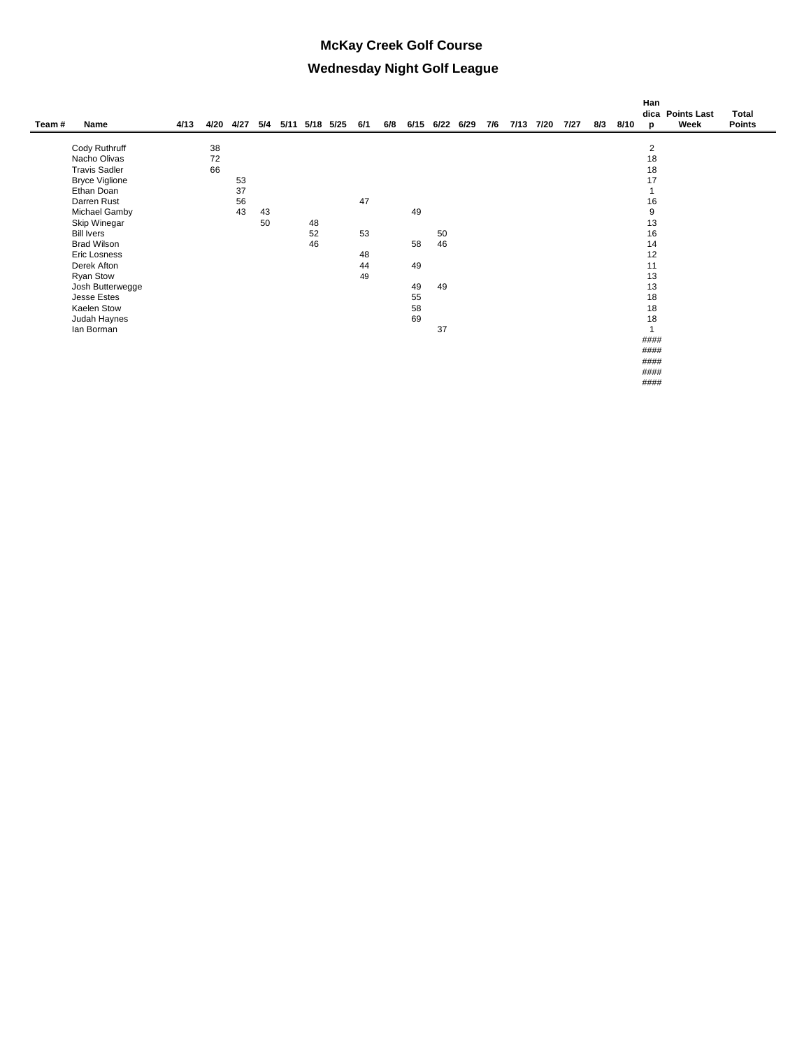# McKay Creek Golf Course

## Wednesday Night Golf League

| Team # | Name | 4/13 | 4/20 | 4/27 | 5/4 | 5/11 | 5/18 | 5/25 | 6/1 | 6/8 | 6/15 | 6/22 | 6/29 | 7/6 | 7/13 | 7/20 | 7/27 | 8/3 | 8/10 | Handicap | Points Last Week | Total Points |
|---|---|---|---|---|---|---|---|---|---|---|---|---|---|---|---|---|---|---|---|---|---|---|
| | Cody Ruthruff | | 38 | | | | | | | | | | | | | | | | | 2 | | |
| | Nacho Olivas | | 72 | | | | | | | | | | | | | | | | | 18 | | |
| | Travis Sadler | | 66 | | | | | | | | | | | | | | | | | 18 | | |
| | Bryce Viglione | | | 53 | | | | | | | | | | | | | | | | 17 | | |
| | Ethan Doan | | | 37 | | | | | | | | | | | | | | | | 1 | | |
| | Darren Rust | | | 56 | | | | | 47 | | | | | | | | | | | 16 | | |
| | Michael Gamby | | | 43 | 43 | | | | | | 49 | | | | | | | | | 9 | | |
| | Skip Winegar | | | | 50 | | 48 | | | | | | | | | | | | | 13 | | |
| | Bill Ivers | | | | | | 52 | | 53 | | | 50 | | | | | | | | 16 | | |
| | Brad Wilson | | | | | | 46 | | | | 58 | 46 | | | | | | | | 14 | | |
| | Eric Losness | | | | | | | | 48 | | | | | | | | | | | 12 | | |
| | Derek Afton | | | | | | | | 44 | | 49 | | | | | | | | | 11 | | |
| | Ryan Stow | | | | | | | | 49 | | | | | | | | | | | 13 | | |
| | Josh Butterwegge | | | | | | | | | | 49 | 49 | | | | | | | | 13 | | |
| | Jesse Estes | | | | | | | | | | 55 | | | | | | | | | 18 | | |
| | Kaelen Stow | | | | | | | | | | 58 | | | | | | | | | 18 | | |
| | Judah Haynes | | | | | | | | | | 69 | | | | | | | | | 18 | | |
| | Ian Borman | | | | | | | | | | | 37 | | | | | | | | 1 | | |
| | | | | | | | | | | | | | | | | | | | | #### | | |
| | | | | | | | | | | | | | | | | | | | | #### | | |
| | | | | | | | | | | | | | | | | | | | | #### | | |
| | | | | | | | | | | | | | | | | | | | | #### | | |
| | | | | | | | | | | | | | | | | | | | | #### | | |